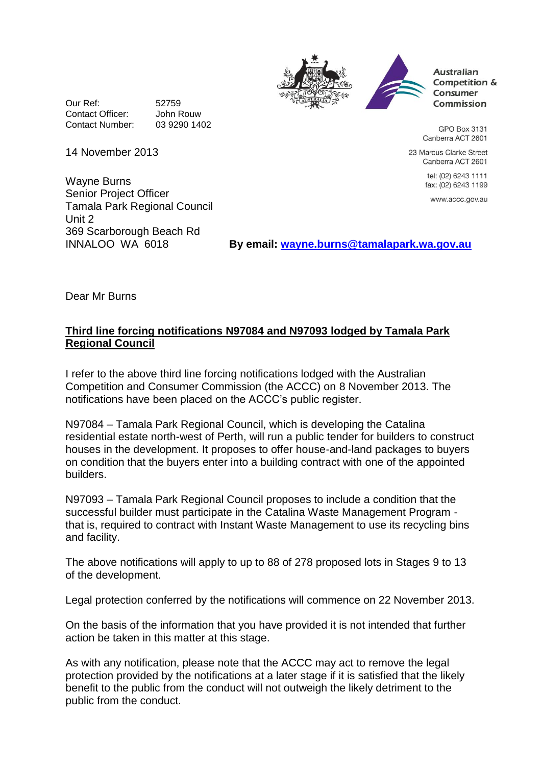Australian Competition & Consumer Commission

GPO Box 3131
Canberra ACT 2601

23 Marcus Clarke Street
Canberra ACT 2601

tel: (02) 6243 1111
fax: (02) 6243 1199

www.accc.gov.au

Our Ref: 52759
Contact Officer: John Rouw
Contact Number: 03 9290 1402

14 November 2013

Wayne Burns
Senior Project Officer
Tamala Park Regional Council
Unit 2
369 Scarborough Beach Rd
INNALOO WA 6018

**By email: wayne.burns@tamalapark.wa.gov.au**

Dear Mr Burns

**Third line forcing notifications N97084 and N97093 lodged by Tamala Park Regional Council**

I refer to the above third line forcing notifications lodged with the Australian Competition and Consumer Commission (the ACCC) on 8 November 2013. The notifications have been placed on the ACCC's public register.

N97084 – Tamala Park Regional Council, which is developing the Catalina residential estate north-west of Perth, will run a public tender for builders to construct houses in the development. It proposes to offer house-and-land packages to buyers on condition that the buyers enter into a building contract with one of the appointed builders.

N97093 – Tamala Park Regional Council proposes to include a condition that the successful builder must participate in the Catalina Waste Management Program - that is, required to contract with Instant Waste Management to use its recycling bins and facility.

The above notifications will apply to up to 88 of 278 proposed lots in Stages 9 to 13 of the development.

Legal protection conferred by the notifications will commence on 22 November 2013.

On the basis of the information that you have provided it is not intended that further action be taken in this matter at this stage.

As with any notification, please note that the ACCC may act to remove the legal protection provided by the notifications at a later stage if it is satisfied that the likely benefit to the public from the conduct will not outweigh the likely detriment to the public from the conduct.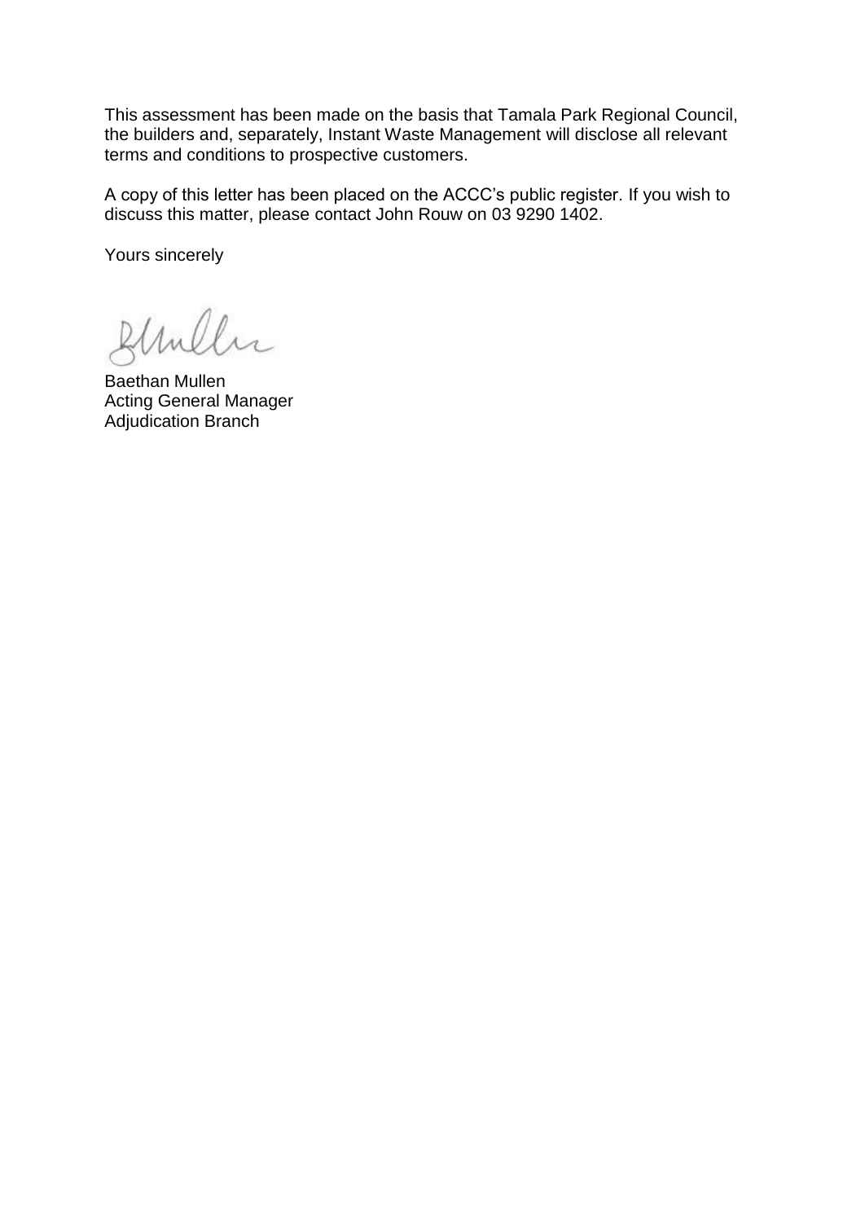This assessment has been made on the basis that Tamala Park Regional Council, the builders and, separately, Instant Waste Management will disclose all relevant terms and conditions to prospective customers.

A copy of this letter has been placed on the ACCC's public register. If you wish to discuss this matter, please contact John Rouw on 03 9290 1402.

Yours sincerely

Baethan Mullen
Acting General Manager
Adjudication Branch